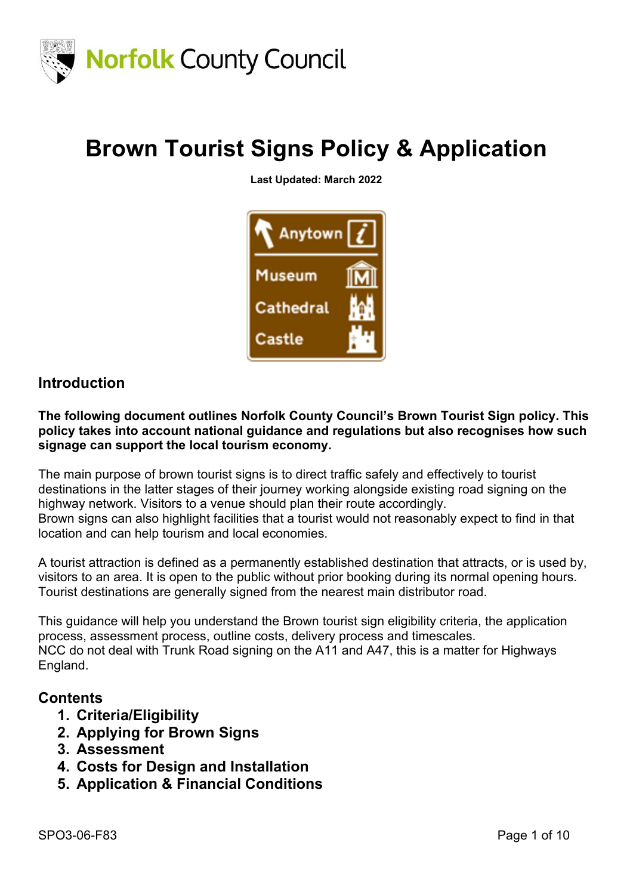Norfolk County Council

# Brown Tourist Signs Policy & Application

**Last Updated: March 2022**

## Introduction

**The following document outlines Norfolk County Council's Brown Tourist Sign policy. This policy takes into account national guidance and regulations but also recognises how such signage can support the local tourism economy.**

The main purpose of brown tourist signs is to direct traffic safely and effectively to tourist destinations in the latter stages of their journey working alongside existing road signing on the highway network. Visitors to a venue should plan their route accordingly.
Brown signs can also highlight facilities that a tourist would not reasonably expect to find in that location and can help tourism and local economies.

A tourist attraction is defined as a permanently established destination that attracts, or is used by, visitors to an area. It is open to the public without prior booking during its normal opening hours. Tourist destinations are generally signed from the nearest main distributor road.

This guidance will help you understand the Brown tourist sign eligibility criteria, the application process, assessment process, outline costs, delivery process and timescales.
NCC do not deal with Trunk Road signing on the A11 and A47, this is a matter for Highways England.

## Contents

1. **Criteria/Eligibility**
2. **Applying for Brown Signs**
3. **Assessment**
4. **Costs for Design and Installation**
5. **Application & Financial Conditions**

SPO3-06-F83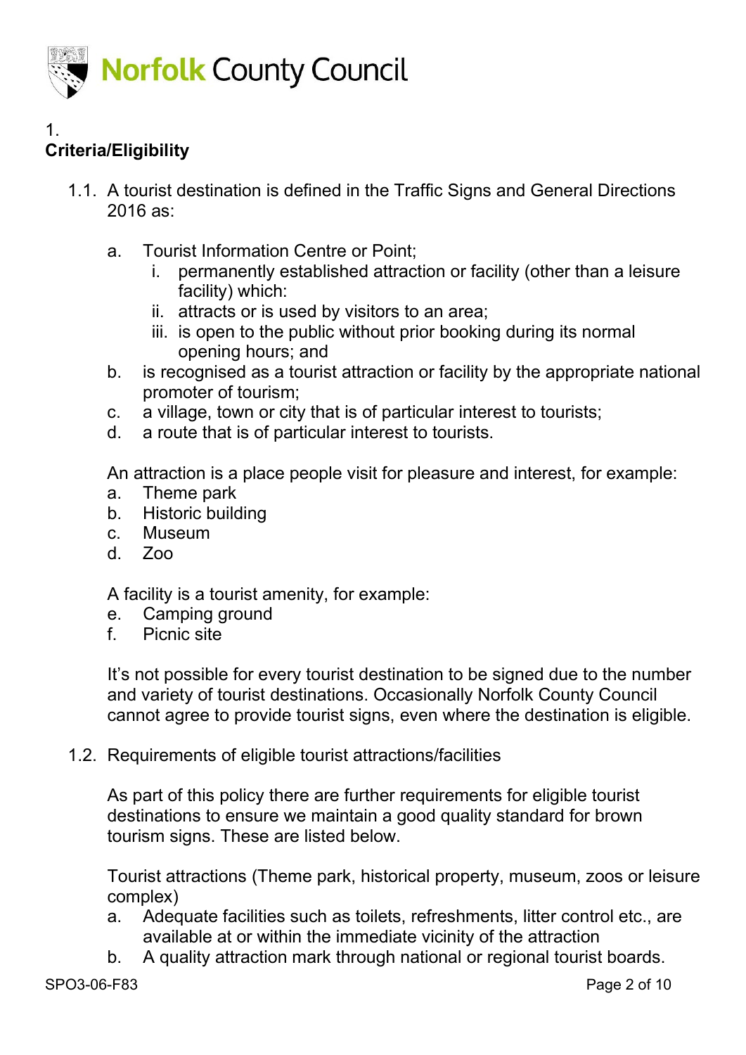## 1. Criteria/Eligibility

1.1. A tourist destination is defined in the Traffic Signs and General Directions 2016 as:

a. Tourist Information Centre or Point;
   i. permanently established attraction or facility (other than a leisure facility) which:
   ii. attracts or is used by visitors to an area;
   iii. is open to the public without prior booking during its normal opening hours; and

b. is recognised as a tourist attraction or facility by the appropriate national promoter of tourism;

c. a village, town or city that is of particular interest to tourists;

d. a route that is of particular interest to tourists.

An attraction is a place people visit for pleasure and interest, for example:

a. Theme park
b. Historic building
c. Museum
d. Zoo

A facility is a tourist amenity, for example:

e. Camping ground
f. Picnic site

It's not possible for every tourist destination to be signed due to the number and variety of tourist destinations. Occasionally Norfolk County Council cannot agree to provide tourist signs, even where the destination is eligible.

1.2. Requirements of eligible tourist attractions/facilities

As part of this policy there are further requirements for eligible tourist destinations to ensure we maintain a good quality standard for brown tourism signs. These are listed below.

Tourist attractions (Theme park, historical property, museum, zoos or leisure complex)

a. Adequate facilities such as toilets, refreshments, litter control etc., are available at or within the immediate vicinity of the attraction
b. A quality attraction mark through national or regional tourist boards.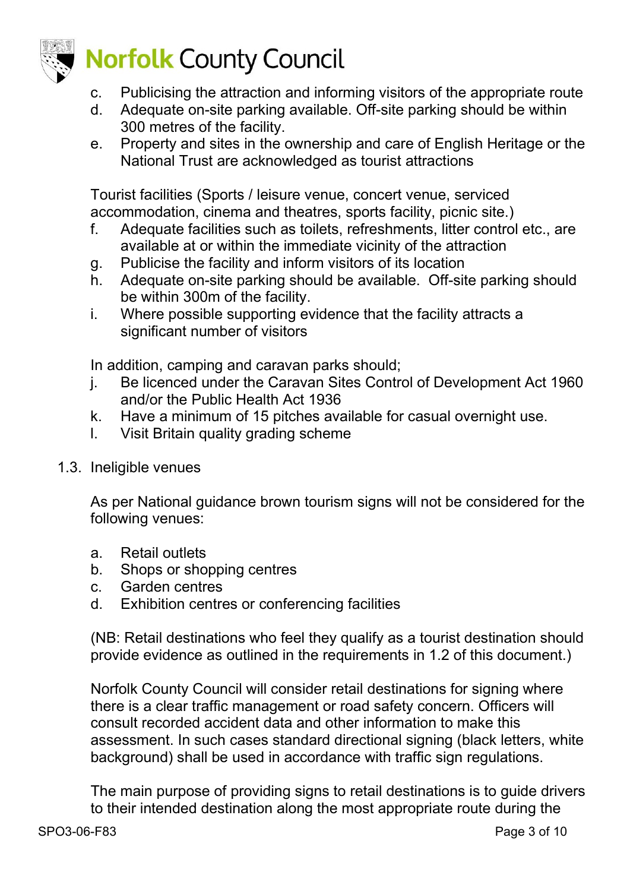c. Publicising the attraction and informing visitors of the appropriate route
d. Adequate on-site parking available. Off-site parking should be within 300 metres of the facility.
e. Property and sites in the ownership and care of English Heritage or the National Trust are acknowledged as tourist attractions

Tourist facilities (Sports / leisure venue, concert venue, serviced accommodation, cinema and theatres, sports facility, picnic site.)

f. Adequate facilities such as toilets, refreshments, litter control etc., are available at or within the immediate vicinity of the attraction
g. Publicise the facility and inform visitors of its location
h. Adequate on-site parking should be available. Off-site parking should be within 300m of the facility.
i. Where possible supporting evidence that the facility attracts a significant number of visitors

In addition, camping and caravan parks should;

j. Be licenced under the Caravan Sites Control of Development Act 1960 and/or the Public Health Act 1936
k. Have a minimum of 15 pitches available for casual overnight use.
l. Visit Britain quality grading scheme

1.3. Ineligible venues

As per National guidance brown tourism signs will not be considered for the following venues:

a. Retail outlets
b. Shops or shopping centres
c. Garden centres
d. Exhibition centres or conferencing facilities

(NB: Retail destinations who feel they qualify as a tourist destination should provide evidence as outlined in the requirements in 1.2 of this document.)

Norfolk County Council will consider retail destinations for signing where there is a clear traffic management or road safety concern. Officers will consult recorded accident data and other information to make this assessment. In such cases standard directional signing (black letters, white background) shall be used in accordance with traffic sign regulations.

The main purpose of providing signs to retail destinations is to guide drivers to their intended destination along the most appropriate route during the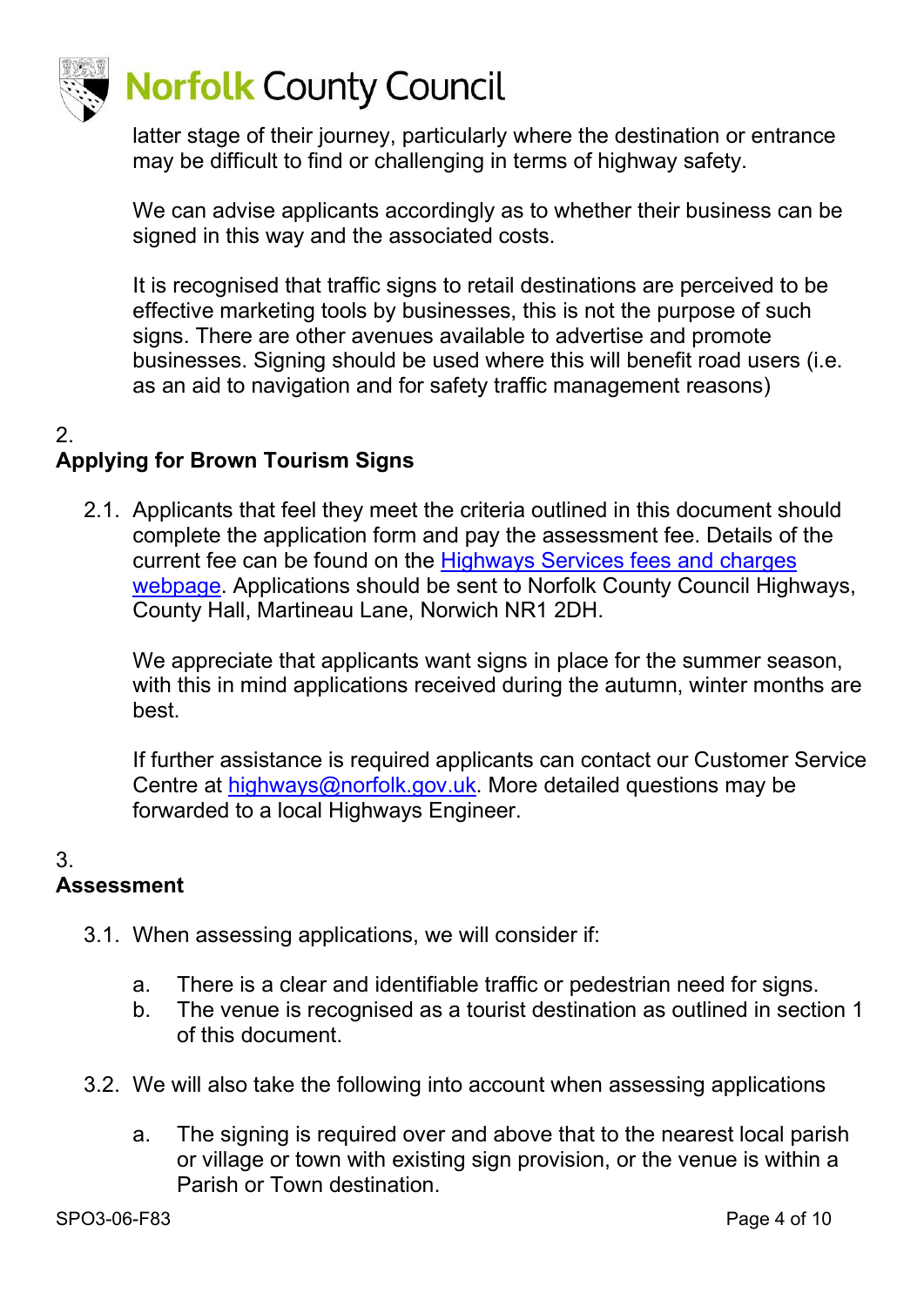latter stage of their journey, particularly where the destination or entrance may be difficult to find or challenging in terms of highway safety.

We can advise applicants accordingly as to whether their business can be signed in this way and the associated costs.

It is recognised that traffic signs to retail destinations are perceived to be effective marketing tools by businesses, this is not the purpose of such signs. There are other avenues available to advertise and promote businesses. Signing should be used where this will benefit road users (i.e. as an aid to navigation and for safety traffic management reasons)

## 2. Applying for Brown Tourism Signs

2.1. Applicants that feel they meet the criteria outlined in this document should complete the application form and pay the assessment fee. Details of the current fee can be found on the [Highways Services fees and charges webpage](). Applications should be sent to Norfolk County Council Highways, County Hall, Martineau Lane, Norwich NR1 2DH.

We appreciate that applicants want signs in place for the summer season, with this in mind applications received during the autumn, winter months are best.

If further assistance is required applicants can contact our Customer Service Centre at [highways@norfolk.gov.uk](mailto:highways@norfolk.gov.uk). More detailed questions may be forwarded to a local Highways Engineer.

## 3. Assessment

3.1. When assessing applications, we will consider if:

a. There is a clear and identifiable traffic or pedestrian need for signs.
b. The venue is recognised as a tourist destination as outlined in section 1 of this document.

3.2. We will also take the following into account when assessing applications

a. The signing is required over and above that to the nearest local parish or village or town with existing sign provision, or the venue is within a Parish or Town destination.

SPO3-06-F83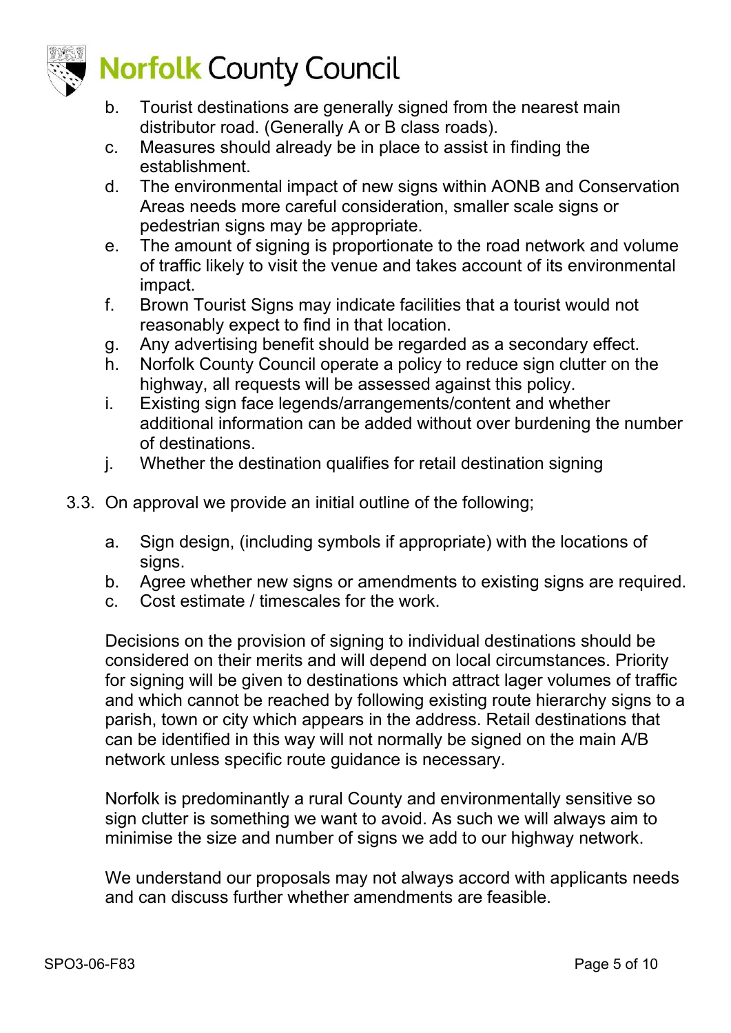b. Tourist destinations are generally signed from the nearest main distributor road. (Generally A or B class roads).
c. Measures should already be in place to assist in finding the establishment.
d. The environmental impact of new signs within AONB and Conservation Areas needs more careful consideration, smaller scale signs or pedestrian signs may be appropriate.
e. The amount of signing is proportionate to the road network and volume of traffic likely to visit the venue and takes account of its environmental impact.
f. Brown Tourist Signs may indicate facilities that a tourist would not reasonably expect to find in that location.
g. Any advertising benefit should be regarded as a secondary effect.
h. Norfolk County Council operate a policy to reduce sign clutter on the highway, all requests will be assessed against this policy.
i. Existing sign face legends/arrangements/content and whether additional information can be added without over burdening the number of destinations.
j. Whether the destination qualifies for retail destination signing

3.3. On approval we provide an initial outline of the following;

a. Sign design, (including symbols if appropriate) with the locations of signs.
b. Agree whether new signs or amendments to existing signs are required.
c. Cost estimate / timescales for the work.

Decisions on the provision of signing to individual destinations should be considered on their merits and will depend on local circumstances. Priority for signing will be given to destinations which attract lager volumes of traffic and which cannot be reached by following existing route hierarchy signs to a parish, town or city which appears in the address. Retail destinations that can be identified in this way will not normally be signed on the main A/B network unless specific route guidance is necessary.

Norfolk is predominantly a rural County and environmentally sensitive so sign clutter is something we want to avoid. As such we will always aim to minimise the size and number of signs we add to our highway network.

We understand our proposals may not always accord with applicants needs and can discuss further whether amendments are feasible.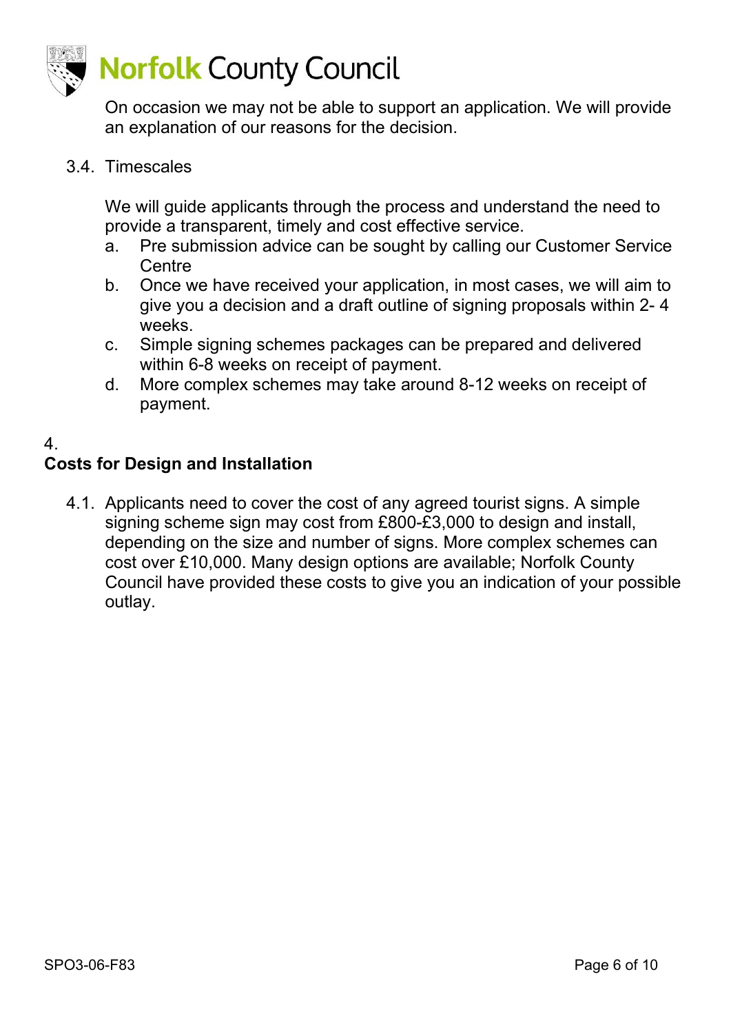On occasion we may not be able to support an application. We will provide an explanation of our reasons for the decision.

3.4. Timescales

We will guide applicants through the process and understand the need to provide a transparent, timely and cost effective service.

a. Pre submission advice can be sought by calling our Customer Service Centre
b. Once we have received your application, in most cases, we will aim to give you a decision and a draft outline of signing proposals within 2- 4 weeks.
c. Simple signing schemes packages can be prepared and delivered within 6-8 weeks on receipt of payment.
d. More complex schemes may take around 8-12 weeks on receipt of payment.

## 4. Costs for Design and Installation

4.1. Applicants need to cover the cost of any agreed tourist signs. A simple signing scheme sign may cost from £800-£3,000 to design and install, depending on the size and number of signs. More complex schemes can cost over £10,000. Many design options are available; Norfolk County Council have provided these costs to give you an indication of your possible outlay.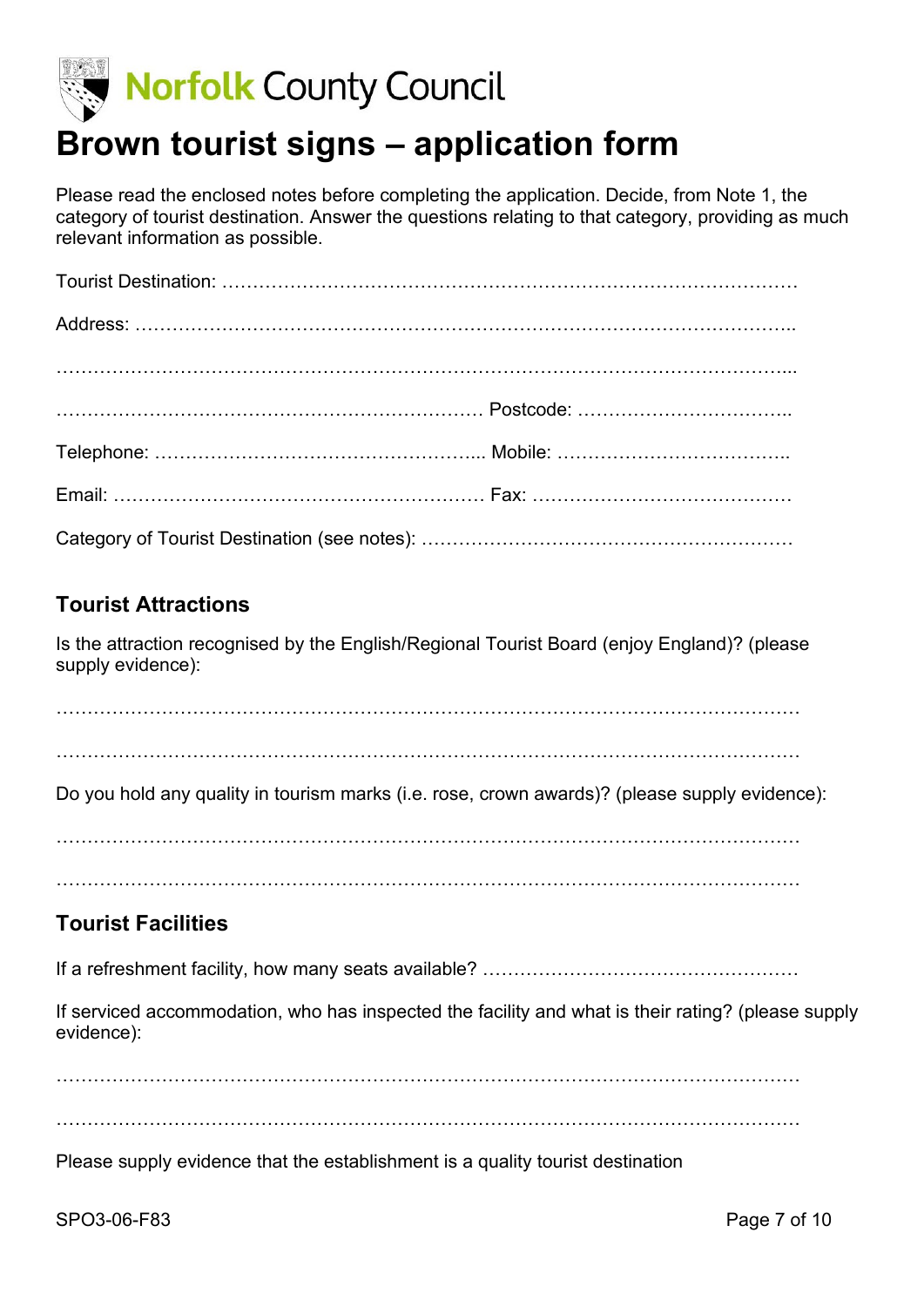Norfolk County Council

# Brown tourist signs – application form

Please read the enclosed notes before completing the application. Decide, from Note 1, the category of tourist destination. Answer the questions relating to that category, providing as much relevant information as possible.

Tourist Destination: ………………………………………………………………………………

Address: ……………………………………………………………………………………………..

……………………………………………………………………………………………………...

…………………………………………………………… Postcode: ……………………………..

Telephone: ……………………………………………... Mobile: ………………………………..

Email: …………………………………………………… Fax: ……………………………………

Category of Tourist Destination (see notes): ……………………………………………………

## Tourist Attractions

Is the attraction recognised by the English/Regional Tourist Board (enjoy England)? (please supply evidence):

……………………………………………………………………………………………………

……………………………………………………………………………………………………

Do you hold any quality in tourism marks (i.e. rose, crown awards)? (please supply evidence):

……………………………………………………………………………………………………

……………………………………………………………………………………………………

## Tourist Facilities

If a refreshment facility, how many seats available? ……………………………………………

If serviced accommodation, who has inspected the facility and what is their rating? (please supply evidence):

……………………………………………………………………………………………………

……………………………………………………………………………………………………

Please supply evidence that the establishment is a quality tourist destination

SPO3-06-F83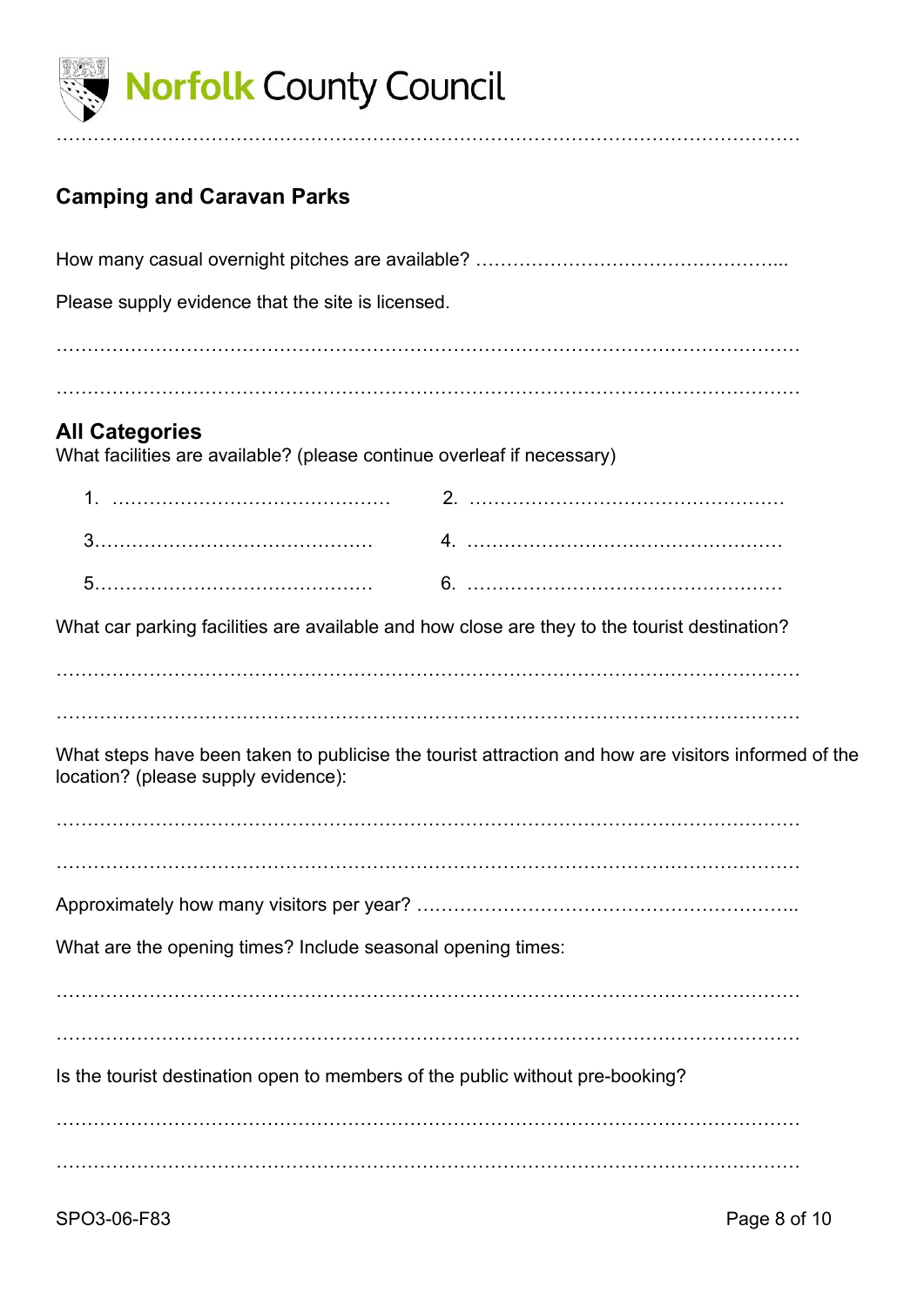## Camping and Caravan Parks

How many casual overnight pitches are available? …………………………………………...

Please supply evidence that the site is licensed.

…………………………………………………………………………………………………

…………………………………………………………………………………………………

## All Categories

What facilities are available? (please continue overleaf if necessary)

1. ………………………………………
2. ……………………………………………
3. ………………………………………
4. ……………………………………………
5. ………………………………………
6. ……………………………………………

What car parking facilities are available and how close are they to the tourist destination?

…………………………………………………………………………………………………

…………………………………………………………………………………………………

What steps have been taken to publicise the tourist attraction and how are visitors informed of the location? (please supply evidence):

…………………………………………………………………………………………………

…………………………………………………………………………………………………

Approximately how many visitors per year? …………………………………………………..

What are the opening times? Include seasonal opening times:

…………………………………………………………………………………………………

…………………………………………………………………………………………………

Is the tourist destination open to members of the public without pre-booking?

…………………………………………………………………………………………………

…………………………………………………………………………………………………

SPO3-06-F83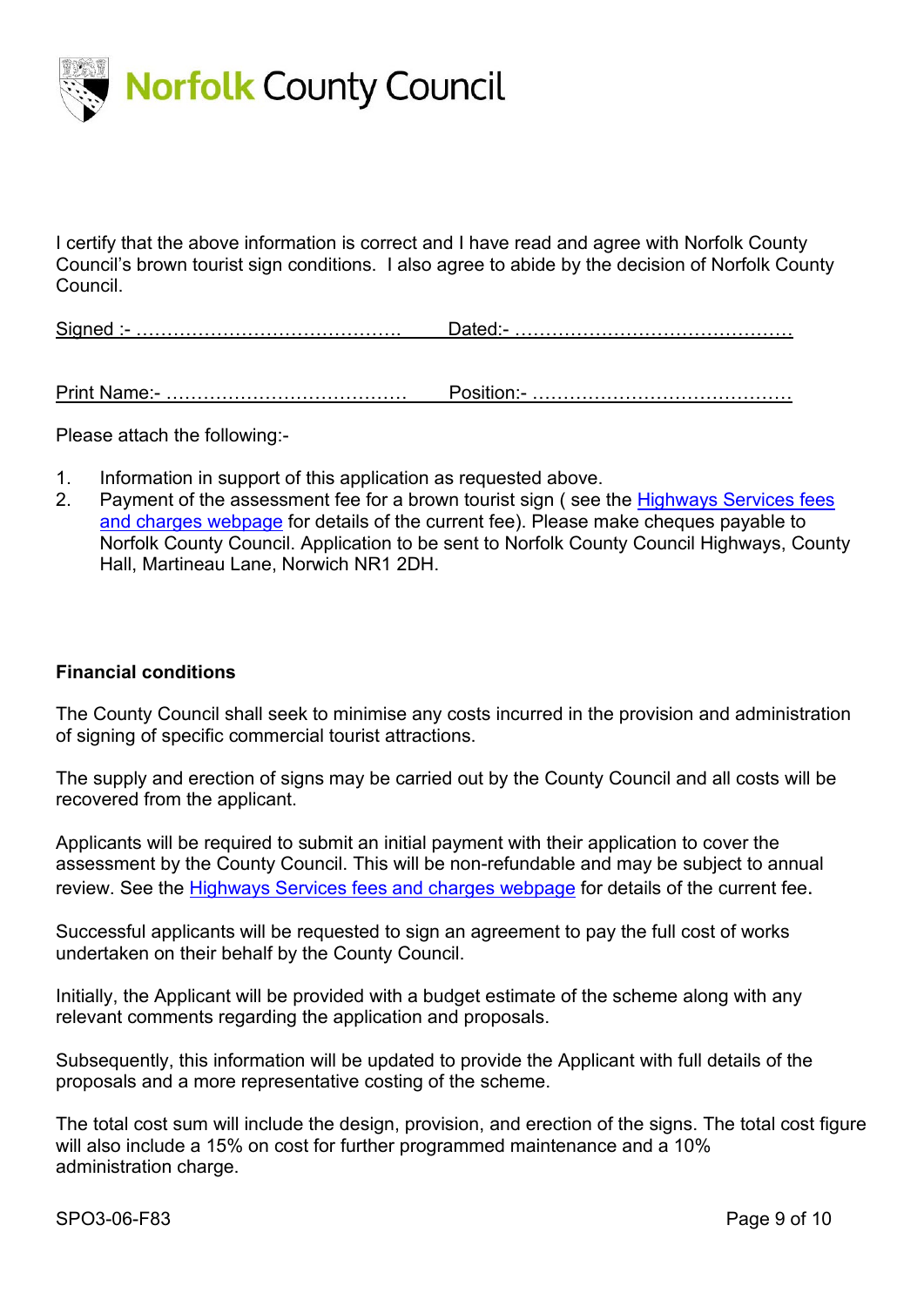# Norfolk County Council

I certify that the above information is correct and I have read and agree with Norfolk County Council's brown tourist sign conditions. I also agree to abide by the decision of Norfolk County Council.

Signed :- ……………………………………  Dated:- ………………………………………

Print Name:- ………………………………… Position:- ……………………………………

Please attach the following:-

1. Information in support of this application as requested above.
2. Payment of the assessment fee for a brown tourist sign ( see the Highways Services fees and charges webpage for details of the current fee). Please make cheques payable to Norfolk County Council. Application to be sent to Norfolk County Council Highways, County Hall, Martineau Lane, Norwich NR1 2DH.

**Financial conditions**

The County Council shall seek to minimise any costs incurred in the provision and administration of signing of specific commercial tourist attractions.

The supply and erection of signs may be carried out by the County Council and all costs will be recovered from the applicant.

Applicants will be required to submit an initial payment with their application to cover the assessment by the County Council. This will be non-refundable and may be subject to annual review. See the Highways Services fees and charges webpage for details of the current fee.

Successful applicants will be requested to sign an agreement to pay the full cost of works undertaken on their behalf by the County Council.

Initially, the Applicant will be provided with a budget estimate of the scheme along with any relevant comments regarding the application and proposals.

Subsequently, this information will be updated to provide the Applicant with full details of the proposals and a more representative costing of the scheme.

The total cost sum will include the design, provision, and erection of the signs. The total cost figure will also include a 15% on cost for further programmed maintenance and a 10% administration charge.

SPO3-06-F83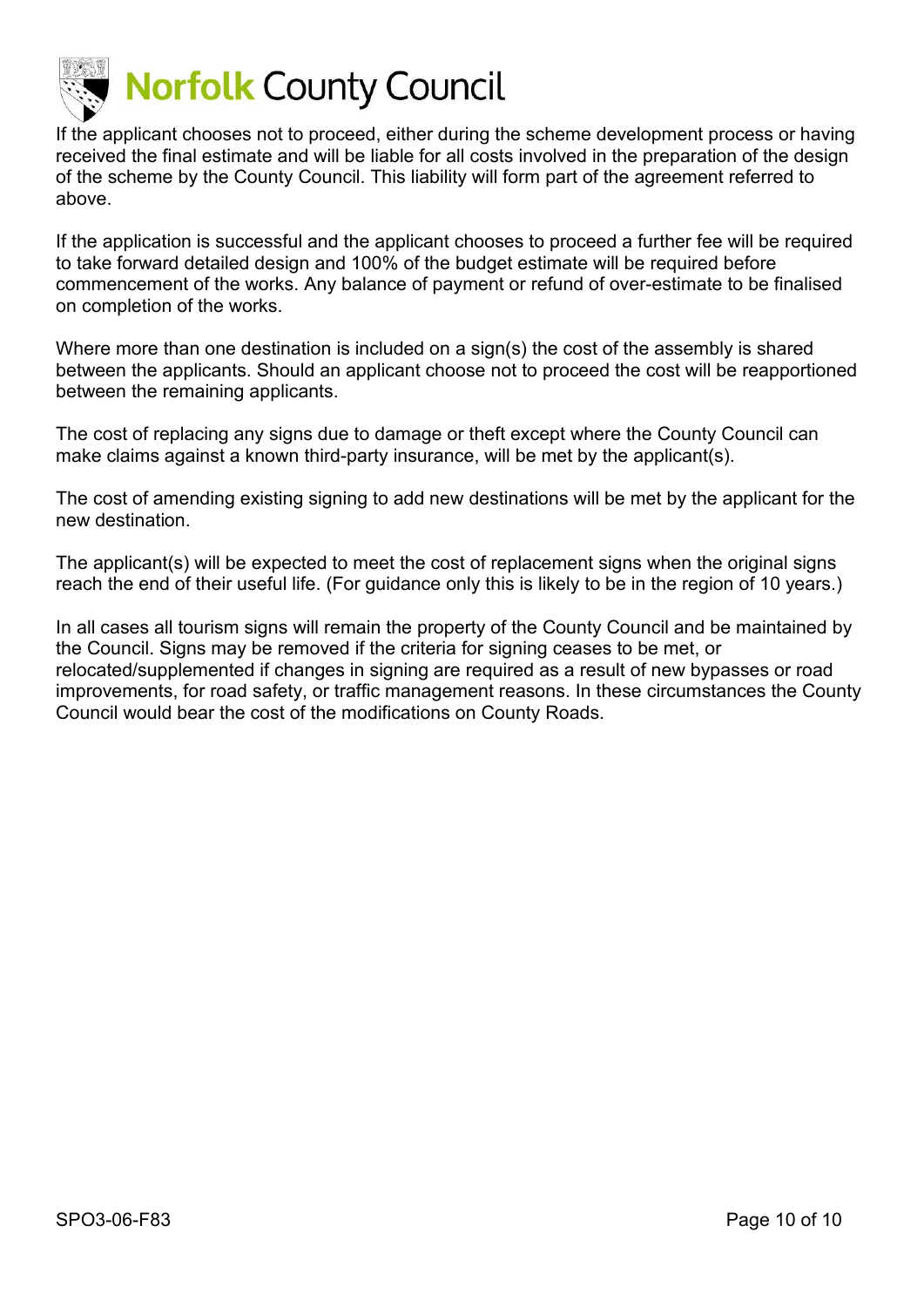If the applicant chooses not to proceed, either during the scheme development process or having received the final estimate and will be liable for all costs involved in the preparation of the design of the scheme by the County Council. This liability will form part of the agreement referred to above.

If the application is successful and the applicant chooses to proceed a further fee will be required to take forward detailed design and 100% of the budget estimate will be required before commencement of the works. Any balance of payment or refund of over-estimate to be finalised on completion of the works.

Where more than one destination is included on a sign(s) the cost of the assembly is shared between the applicants. Should an applicant choose not to proceed the cost will be reapportioned between the remaining applicants.

The cost of replacing any signs due to damage or theft except where the County Council can make claims against a known third-party insurance, will be met by the applicant(s).

The cost of amending existing signing to add new destinations will be met by the applicant for the new destination.

The applicant(s) will be expected to meet the cost of replacement signs when the original signs reach the end of their useful life. (For guidance only this is likely to be in the region of 10 years.)

In all cases all tourism signs will remain the property of the County Council and be maintained by the Council. Signs may be removed if the criteria for signing ceases to be met, or relocated/supplemented if changes in signing are required as a result of new bypasses or road improvements, for road safety, or traffic management reasons. In these circumstances the County Council would bear the cost of the modifications on County Roads.

SPO3-06-F83